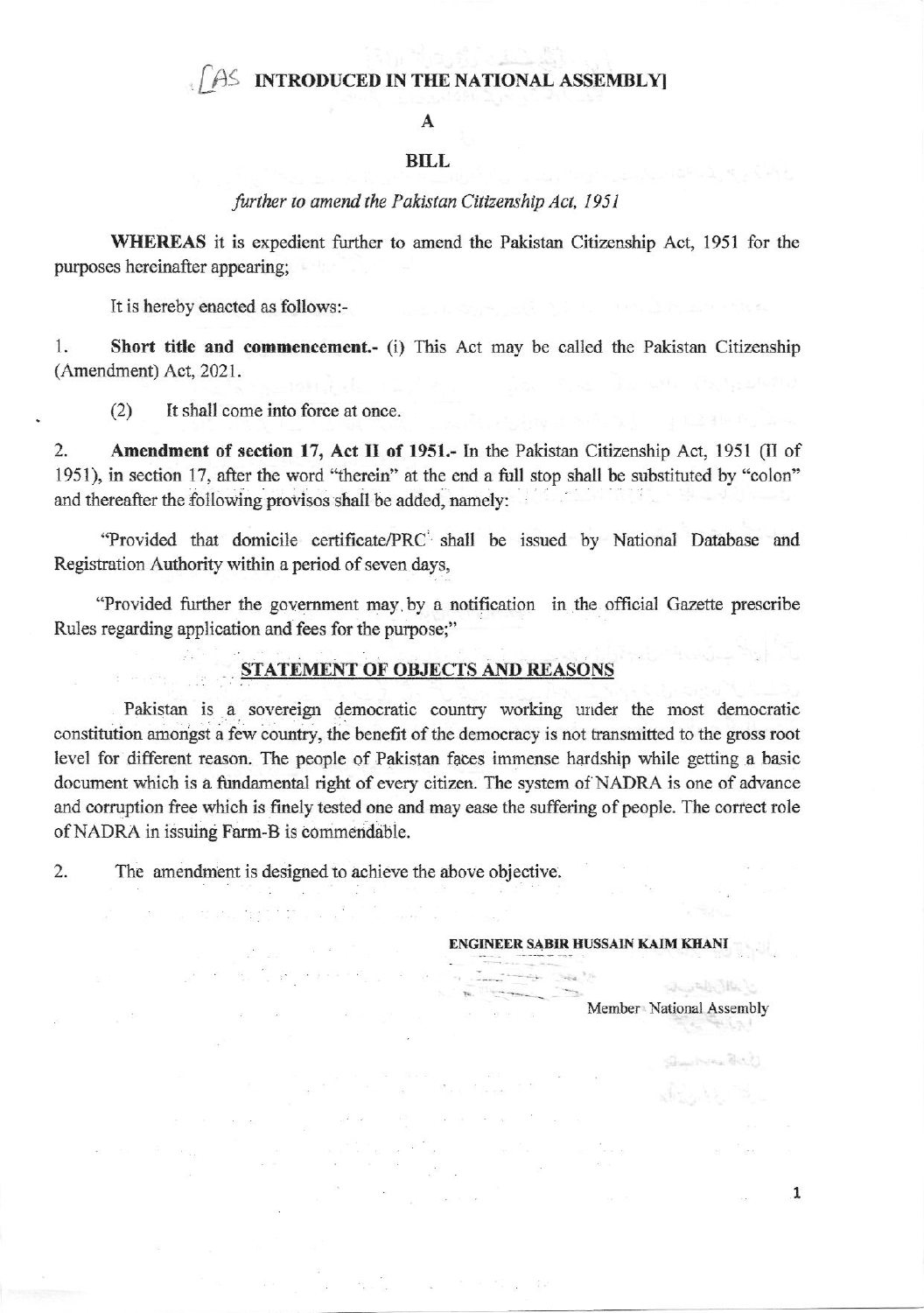[AS INTRODUCED IN THE NATIONAL ASSEMBLY]

# A

# BILL

*further to amend the Pakistan Citizenship Act, 1951*

**WHEREAS** it is expedient further to amend the Pakistan Citizenship Act, 1951 for the purposes hereinafter appearing;

It is hereby enacted as follows:-

1. **Short title and commencement.-** (i) This Act may be called the Pakistan Citizenship (Amendment) Act, 2021.

   (2) It shall come into force at once.

2. **Amendment of section 17, Act II of 1951.-** In the Pakistan Citizenship Act, 1951 (II of 1951), in section 17, after the word "therein" at the end a full stop shall be substituted by "colon" and thereafter the following provisos shall be added, namely:

"Provided that domicile certificate/PRC shall be issued by National Database and Registration Authority within a period of seven days,

"Provided further the government may by a notification in the official Gazette prescribe Rules regarding application and fees for the purpose;"

## STATEMENT OF OBJECTS AND REASONS

Pakistan is a sovereign democratic country working under the most democratic constitution amongst a few country, the benefit of the democracy is not transmitted to the gross root level for different reason. The people of Pakistan faces immense hardship while getting a basic document which is a fundamental right of every citizen. The system of NADRA is one of advance and corruption free which is finely tested one and may ease the suffering of people. The correct role of NADRA in issuing Farm-B is commendable.

2. The amendment is designed to achieve the above objective.

**ENGINEER SABIR HUSSAIN KAIM KHANI**

Member National Assembly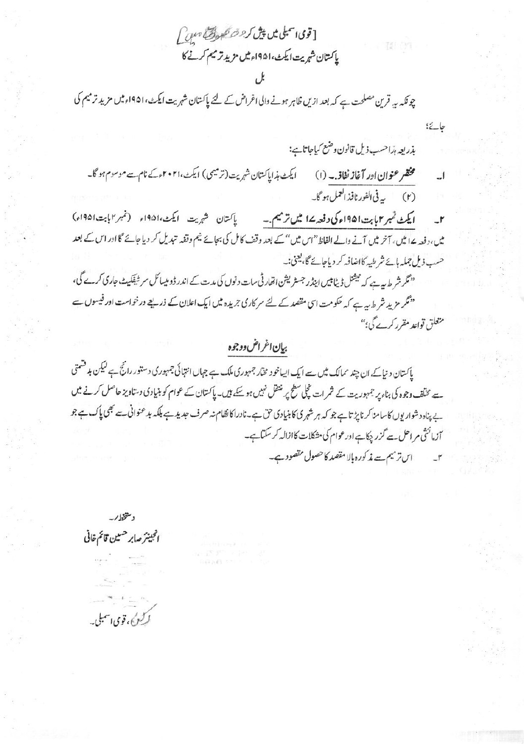[قومی اسمبلی میں پیش کردہ صورت میں]

## پاکستان شہریت ایکٹ، ۱۹۵۱ء میں مزید ترمیم کرنے کا

## بل

چونکہ یہ قرین مصلحت ہے کہ بعد ازیں ظاہر ہونے والی اغراض کے لئے پاکستان شہریت ایکٹ، ۱۹۵۱ء میں مزید ترمیم کی جائے؛

بذریعہ ہذا حسب ذیل قانون وضع کیا جاتا ہے:

۱۔ **مختصر عنوان اور آغاز نفاذ۔** (۱) ایکٹ ہذا پاکستان شہریت (ترمیمی) ایکٹ، ۲۰۲۱ء کے نام سے موسوم ہو گا۔

(۲) یہ فی الفور نافذ العمل ہو گا۔

۲۔ **ایکٹ نمبر ۲ بابت ۱۹۵۱ء کی دفعہ ۱۷ میں ترمیم۔** پاکستان شہریت ایکٹ، ۱۹۵۱ء (نمبر ۲ بابت ۱۹۵۱ء) میں، دفعہ ۱۷ میں، آخر میں آنے والے الفاظ "اس میں" کے بعد وقف کامل کی بجائے نیم وقفہ تبدیل کر دیا جائے گا اور اس کے بعد حسب ذیل جملہ ہائے شرطیہ کا اضافہ کر دیا جائے گا، یعنی:۔

"مگر شرط یہ ہے کہ نیشنل ڈیٹابیس اینڈ رجسٹریشن اتھارٹی سات دنوں کی مدت کے اندر ڈومیسائل سرٹیفکیٹ جاری کرے گی،

"مگر مزید شرط یہ ہے کہ حکومت اسی مقصد کے لئے سرکاری جریدہ میں ایک اعلان کے ذریعے درخواست اور فیسوں سے متعلق قواعد مقرر کرے گی؛"

## بیان اغراض ووجوہ

پاکستان دنیا کے ان چند ممالک میں سے ایک ایسا خود مختار جمہوری ملک ہے جہاں انتہائی جمہوری دستور رائج ہے لیکن بدقسمتی سے مختلف وجوہ کی بناء پر جمہوریت کے ثمرات نچلی سطح پر منتقل نہیں ہو سکے ہیں۔ پاکستان کے عوام کو بنیادی دستاویز حاصل کرنے میں بے پناہ دشواریوں کا سامنا کرنا پڑتا ہے جو کہ ہر شہری کا بنیادی حق ہے۔ نادرا کا نظام نہ صرف جدید ہے بلکہ بدعنوانی سے بھی پاک ہے جو آزمائشی مراحل سے گزر چکا ہے اور عوام کی مشکلات کا ازالہ کر سکتا ہے۔

۲۔ اس ترمیم سے مذکورہ بالا مقصد کا حصول مقصود ہے۔

دستخط/۔
انجینئر صابر حسین قائم خانی

رکن، قومی اسمبلی۔